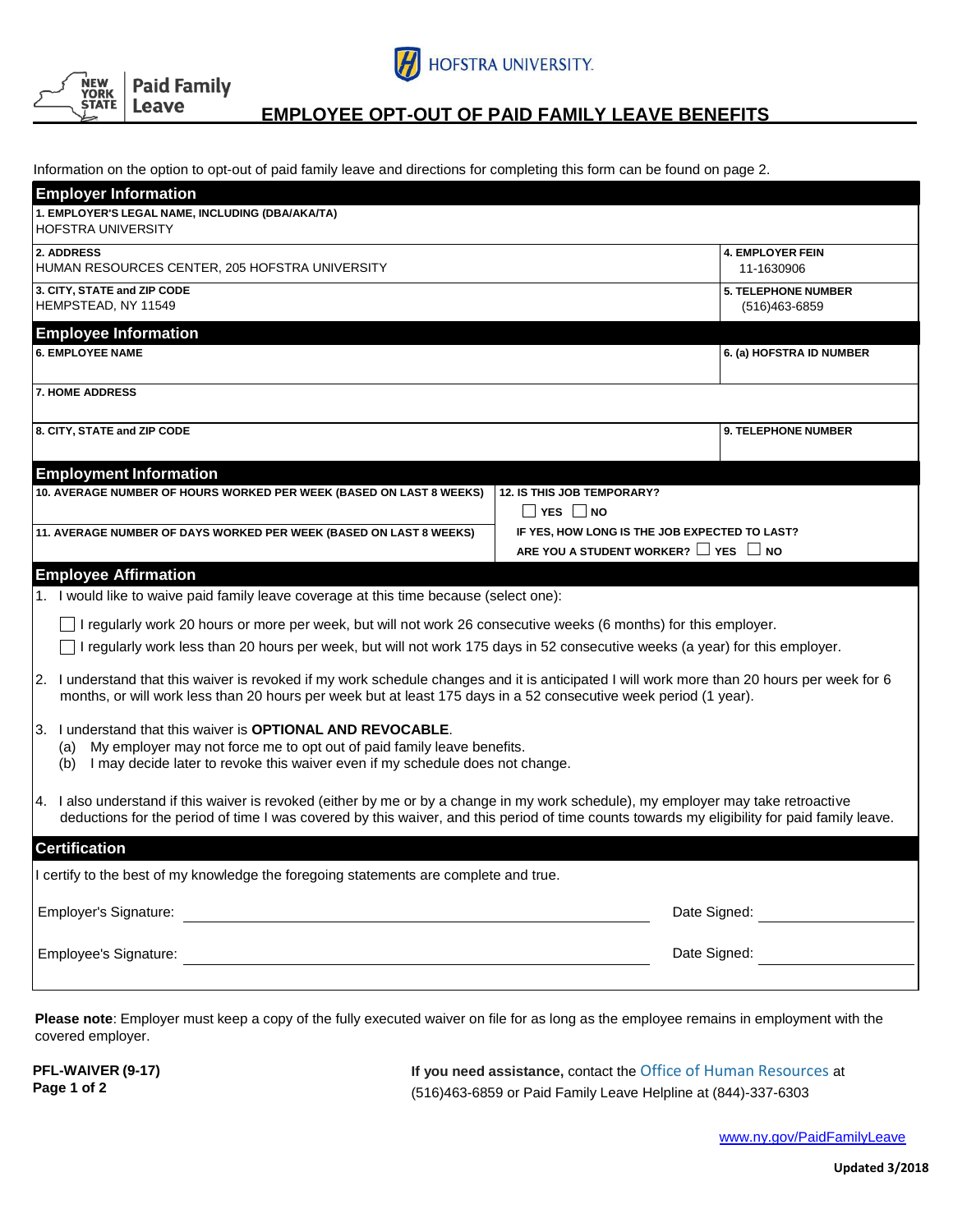New York State Paid Family Leave

HOFSTRA UNIVERSITY

# EMPLOYEE OPT-OUT OF PAID FAMILY LEAVE BENEFITS

Information on the option to opt-out of paid family leave and directions for completing this form can be found on page 2.

## Employer Information

| | |
|---|---|
| **1. EMPLOYER'S LEGAL NAME, INCLUDING (DBA/AKA/TA)**<br>HOFSTRA UNIVERSITY | |
| **2. ADDRESS**<br>HUMAN RESOURCES CENTER, 205 HOFSTRA UNIVERSITY | **4. EMPLOYER FEIN**<br>11-1630906 |
| **3. CITY, STATE and ZIP CODE**<br>HEMPSTEAD, NY 11549 | **5. TELEPHONE NUMBER**<br>(516)463-6859 |

## Employee Information

| | |
|---|---|
| **6. EMPLOYEE NAME** | **6. (a) HOFSTRA ID NUMBER** |
| **7. HOME ADDRESS** | |
| **8. CITY, STATE and ZIP CODE** | **9. TELEPHONE NUMBER** |

## Employment Information

| | |
|---|---|
| **10. AVERAGE NUMBER OF HOURS WORKED PER WEEK (BASED ON LAST 8 WEEKS)** | **12. IS THIS JOB TEMPORARY?**<br>☐ YES ☐ NO |
| **11. AVERAGE NUMBER OF DAYS WORKED PER WEEK (BASED ON LAST 8 WEEKS)** | **IF YES, HOW LONG IS THE JOB EXPECTED TO LAST?**<br>**ARE YOU A STUDENT WORKER?** ☐ YES ☐ NO |

## Employee Affirmation

1. I would like to waive paid family leave coverage at this time because (select one):

   ☐ I regularly work 20 hours or more per week, but will not work 26 consecutive weeks (6 months) for this employer.

   ☐ I regularly work less than 20 hours per week, but will not work 175 days in 52 consecutive weeks (a year) for this employer.

2. I understand that this waiver is revoked if my work schedule changes and it is anticipated I will work more than 20 hours per week for 6 months, or will work less than 20 hours per week but at least 175 days in a 52 consecutive week period (1 year).

3. I understand that this waiver is **OPTIONAL AND REVOCABLE**.
   (a) My employer may not force me to opt out of paid family leave benefits.
   (b) I may decide later to revoke this waiver even if my schedule does not change.

4. I also understand if this waiver is revoked (either by me or by a change in my work schedule), my employer may take retroactive deductions for the period of time I was covered by this waiver, and this period of time counts towards my eligibility for paid family leave.

## Certification

I certify to the best of my knowledge the foregoing statements are complete and true.

Employer's Signature: ______________________________ Date Signed: ______________

Employee's Signature: ______________________________ Date Signed: ______________

**Please note**: Employer must keep a copy of the fully executed waiver on file for as long as the employee remains in employment with the covered employer.

**PFL-WAIVER (9-17)**

**If you need assistance,** contact the Office of Human Resources at (516)463-6859 or Paid Family Leave Helpline at (844)-337-6303

www.ny.gov/PaidFamilyLeave

**Updated 3/2018**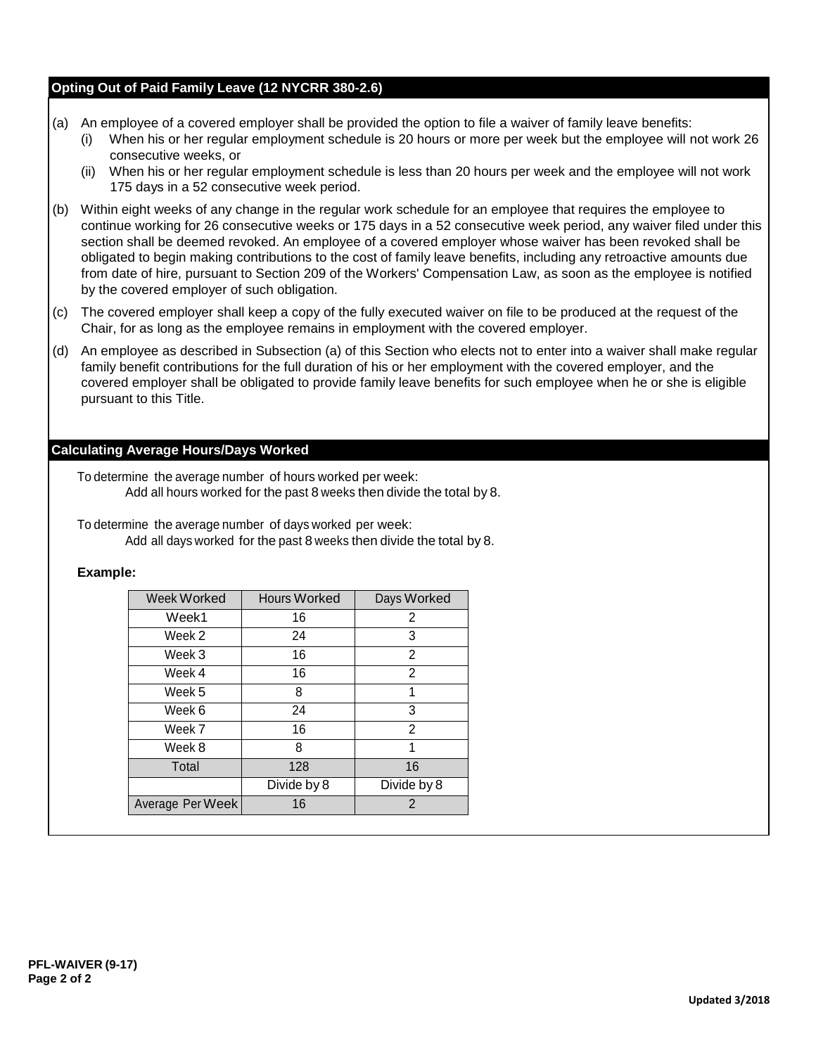## Opting Out of Paid Family Leave (12 NYCRR 380-2.6)

(a) An employee of a covered employer shall be provided the option to file a waiver of family leave benefits:

   (i) When his or her regular employment schedule is 20 hours or more per week but the employee will not work 26 consecutive weeks, or

   (ii) When his or her regular employment schedule is less than 20 hours per week and the employee will not work 175 days in a 52 consecutive week period.

(b) Within eight weeks of any change in the regular work schedule for an employee that requires the employee to continue working for 26 consecutive weeks or 175 days in a 52 consecutive week period, any waiver filed under this section shall be deemed revoked. An employee of a covered employer whose waiver has been revoked shall be obligated to begin making contributions to the cost of family leave benefits, including any retroactive amounts due from date of hire, pursuant to Section 209 of the Workers' Compensation Law, as soon as the employee is notified by the covered employer of such obligation.

(c) The covered employer shall keep a copy of the fully executed waiver on file to be produced at the request of the Chair, for as long as the employee remains in employment with the covered employer.

(d) An employee as described in Subsection (a) of this Section who elects not to enter into a waiver shall make regular family benefit contributions for the full duration of his or her employment with the covered employer, and the covered employer shall be obligated to provide family leave benefits for such employee when he or she is eligible pursuant to this Title.

## Calculating Average Hours/Days Worked

To determine the average number of hours worked per week:
Add all hours worked for the past 8 weeks then divide the total by 8.

To determine the average number of days worked per week:
Add all days worked for the past 8 weeks then divide the total by 8.

**Example:**

| Week Worked | Hours Worked | Days Worked |
|---|---|---|
| Week1 | 16 | 2 |
| Week 2 | 24 | 3 |
| Week 3 | 16 | 2 |
| Week 4 | 16 | 2 |
| Week 5 | 8 | 1 |
| Week 6 | 24 | 3 |
| Week 7 | 16 | 2 |
| Week 8 | 8 | 1 |
| Total | 128 | 16 |
| | Divide by 8 | Divide by 8 |
| Average Per Week | 16 | 2 |

**PFL-WAIVER (9-17)**

**Updated 3/2018**